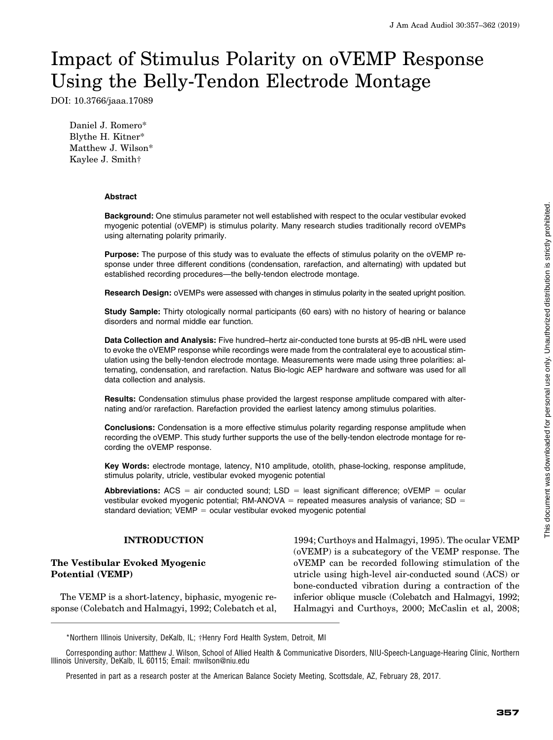# Impact of Stimulus Polarity on oVEMP Response Using the Belly-Tendon Electrode Montage

DOI: 10.3766/jaaa.17089

Daniel J. Romero*
Blythe H. Kitner*
Matthew J. Wilson*
Kaylee J. Smith†

### Abstract

**Background:** One stimulus parameter not well established with respect to the ocular vestibular evoked myogenic potential (oVEMP) is stimulus polarity. Many research studies traditionally record oVEMPs using alternating polarity primarily.

**Purpose:** The purpose of this study was to evaluate the effects of stimulus polarity on the oVEMP response under three different conditions (condensation, rarefaction, and alternating) with updated but established recording procedures—the belly-tendon electrode montage.

**Research Design:** oVEMPs were assessed with changes in stimulus polarity in the seated upright position.

**Study Sample:** Thirty otologically normal participants (60 ears) with no history of hearing or balance disorders and normal middle ear function.

**Data Collection and Analysis:** Five hundred–hertz air-conducted tone bursts at 95-dB nHL were used to evoke the oVEMP response while recordings were made from the contralateral eye to acoustical stimulation using the belly-tendon electrode montage. Measurements were made using three polarities: alternating, condensation, and rarefaction. Natus Bio-logic AEP hardware and software was used for all data collection and analysis.

**Results:** Condensation stimulus phase provided the largest response amplitude compared with alternating and/or rarefaction. Rarefaction provided the earliest latency among stimulus polarities.

**Conclusions:** Condensation is a more effective stimulus polarity regarding response amplitude when recording the oVEMP. This study further supports the use of the belly-tendon electrode montage for recording the oVEMP response.

**Key Words:** electrode montage, latency, N10 amplitude, otolith, phase-locking, response amplitude, stimulus polarity, utricle, vestibular evoked myogenic potential

**Abbreviations:** ACS = air conducted sound; LSD = least significant difference; oVEMP = ocular vestibular evoked myogenic potential; RM-ANOVA = repeated measures analysis of variance; SD = standard deviation; VEMP = ocular vestibular evoked myogenic potential

## INTRODUCTION

### The Vestibular Evoked Myogenic Potential (VEMP)

The VEMP is a short-latency, biphasic, myogenic response (Colebatch and Halmagyi, 1992; Colebatch et al, 1994; Curthoys and Halmagyi, 1995). The ocular VEMP (oVEMP) is a subcategory of the VEMP response. The oVEMP can be recorded following stimulation of the utricle using high-level air-conducted sound (ACS) or bone-conducted vibration during a contraction of the inferior oblique muscle (Colebatch and Halmagyi, 1992; Halmagyi and Curthoys, 2000; McCaslin et al, 2008;

*Northern Illinois University, DeKalb, IL; †Henry Ford Health System, Detroit, MI

Corresponding author: Matthew J. Wilson, School of Allied Health & Communicative Disorders, NIU-Speech-Language-Hearing Clinic, Northern Illinois University, DeKalb, IL 60115; Email: mwilson@niu.edu

Presented in part as a research poster at the American Balance Society Meeting, Scottsdale, AZ, February 28, 2017.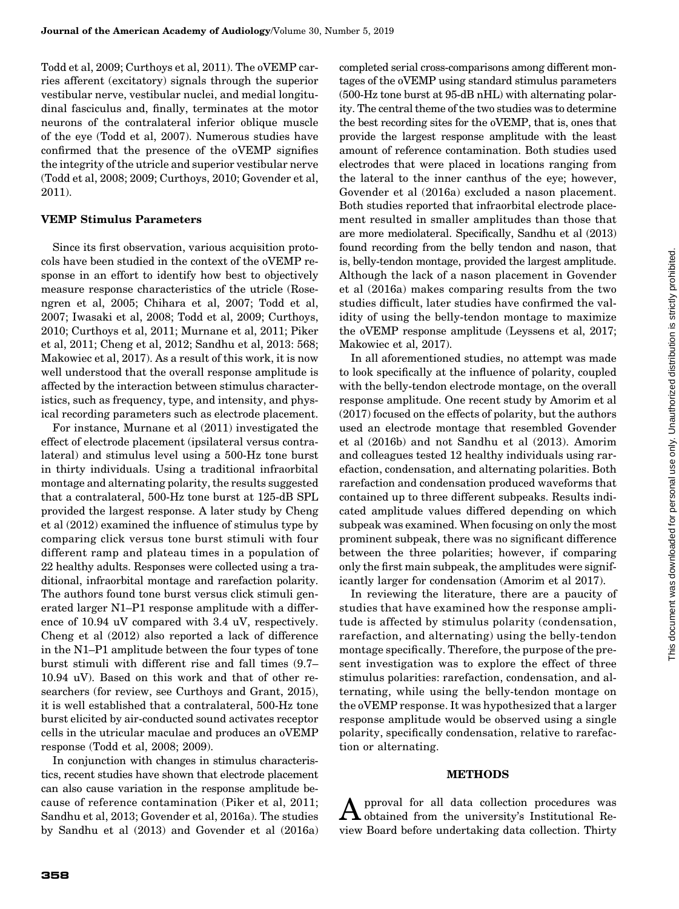Todd et al, 2009; Curthoys et al, 2011). The oVEMP carries afferent (excitatory) signals through the superior vestibular nerve, vestibular nuclei, and medial longitudinal fasciculus and, finally, terminates at the motor neurons of the contralateral inferior oblique muscle of the eye (Todd et al, 2007). Numerous studies have confirmed that the presence of the oVEMP signifies the integrity of the utricle and superior vestibular nerve (Todd et al, 2008; 2009; Curthoys, 2010; Govender et al, 2011).

### VEMP Stimulus Parameters

Since its first observation, various acquisition protocols have been studied in the context of the oVEMP response in an effort to identify how best to objectively measure response characteristics of the utricle (Rosengren et al, 2005; Chihara et al, 2007; Todd et al, 2007; Iwasaki et al, 2008; Todd et al, 2009; Curthoys, 2010; Curthoys et al, 2011; Murnane et al, 2011; Piker et al, 2011; Cheng et al, 2012; Sandhu et al, 2013: 568; Makowiec et al, 2017). As a result of this work, it is now well understood that the overall response amplitude is affected by the interaction between stimulus characteristics, such as frequency, type, and intensity, and physical recording parameters such as electrode placement.

For instance, Murnane et al (2011) investigated the effect of electrode placement (ipsilateral versus contralateral) and stimulus level using a 500-Hz tone burst in thirty individuals. Using a traditional infraorbital montage and alternating polarity, the results suggested that a contralateral, 500-Hz tone burst at 125-dB SPL provided the largest response. A later study by Cheng et al (2012) examined the influence of stimulus type by comparing click versus tone burst stimuli with four different ramp and plateau times in a population of 22 healthy adults. Responses were collected using a traditional, infraorbital montage and rarefaction polarity. The authors found tone burst versus click stimuli generated larger N1–P1 response amplitude with a difference of 10.94 uV compared with 3.4 uV, respectively. Cheng et al (2012) also reported a lack of difference in the N1–P1 amplitude between the four types of tone burst stimuli with different rise and fall times (9.7–10.94 uV). Based on this work and that of other researchers (for review, see Curthoys and Grant, 2015), it is well established that a contralateral, 500-Hz tone burst elicited by air-conducted sound activates receptor cells in the utricular maculae and produces an oVEMP response (Todd et al, 2008; 2009).

In conjunction with changes in stimulus characteristics, recent studies have shown that electrode placement can also cause variation in the response amplitude because of reference contamination (Piker et al, 2011; Sandhu et al, 2013; Govender et al, 2016a). The studies by Sandhu et al (2013) and Govender et al (2016a) completed serial cross-comparisons among different montages of the oVEMP using standard stimulus parameters (500-Hz tone burst at 95-dB nHL) with alternating polarity. The central theme of the two studies was to determine the best recording sites for the oVEMP, that is, ones that provide the largest response amplitude with the least amount of reference contamination. Both studies used electrodes that were placed in locations ranging from the lateral to the inner canthus of the eye; however, Govender et al (2016a) excluded a nason placement. Both studies reported that infraorbital electrode placement resulted in smaller amplitudes than those that are more mediolateral. Specifically, Sandhu et al (2013) found recording from the belly tendon and nason, that is, belly-tendon montage, provided the largest amplitude. Although the lack of a nason placement in Govender et al (2016a) makes comparing results from the two studies difficult, later studies have confirmed the validity of using the belly-tendon montage to maximize the oVEMP response amplitude (Leyssens et al, 2017; Makowiec et al, 2017).

In all aforementioned studies, no attempt was made to look specifically at the influence of polarity, coupled with the belly-tendon electrode montage, on the overall response amplitude. One recent study by Amorim et al (2017) focused on the effects of polarity, but the authors used an electrode montage that resembled Govender et al (2016b) and not Sandhu et al (2013). Amorim and colleagues tested 12 healthy individuals using rarefaction, condensation, and alternating polarities. Both rarefaction and condensation produced waveforms that contained up to three different subpeaks. Results indicated amplitude values differed depending on which subpeak was examined. When focusing on only the most prominent subpeak, there was no significant difference between the three polarities; however, if comparing only the first main subpeak, the amplitudes were significantly larger for condensation (Amorim et al 2017).

In reviewing the literature, there are a paucity of studies that have examined how the response amplitude is affected by stimulus polarity (condensation, rarefaction, and alternating) using the belly-tendon montage specifically. Therefore, the purpose of the present investigation was to explore the effect of three stimulus polarities: rarefaction, condensation, and alternating, while using the belly-tendon montage on the oVEMP response. It was hypothesized that a larger response amplitude would be observed using a single polarity, specifically condensation, relative to rarefaction or alternating.

## METHODS

Approval for all data collection procedures was obtained from the university's Institutional Review Board before undertaking data collection. Thirty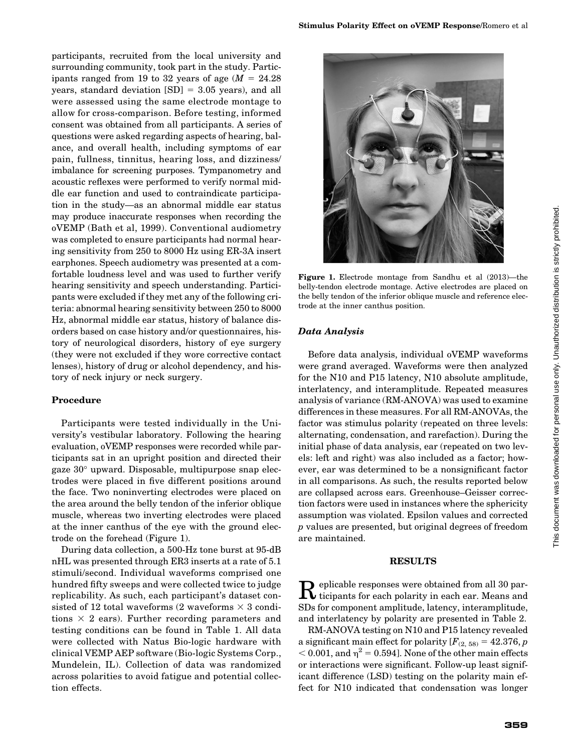participants, recruited from the local university and surrounding community, took part in the study. Participants ranged from 19 to 32 years of age ($M$ = 24.28 years, standard deviation [SD] = 3.05 years), and all were assessed using the same electrode montage to allow for cross-comparison. Before testing, informed consent was obtained from all participants. A series of questions were asked regarding aspects of hearing, balance, and overall health, including symptoms of ear pain, fullness, tinnitus, hearing loss, and dizziness/imbalance for screening purposes. Tympanometry and acoustic reflexes were performed to verify normal middle ear function and used to contraindicate participation in the study—as an abnormal middle ear status may produce inaccurate responses when recording the oVEMP (Bath et al, 1999). Conventional audiometry was completed to ensure participants had normal hearing sensitivity from 250 to 8000 Hz using ER-3A insert earphones. Speech audiometry was presented at a comfortable loudness level and was used to further verify hearing sensitivity and speech understanding. Participants were excluded if they met any of the following criteria: abnormal hearing sensitivity between 250 to 8000 Hz, abnormal middle ear status, history of balance disorders based on case history and/or questionnaires, history of neurological disorders, history of eye surgery (they were not excluded if they wore corrective contact lenses), history of drug or alcohol dependency, and history of neck injury or neck surgery.

### Procedure

Participants were tested individually in the University's vestibular laboratory. Following the hearing evaluation, oVEMP responses were recorded while participants sat in an upright position and directed their gaze 30° upward. Disposable, multipurpose snap electrodes were placed in five different positions around the face. Two noninverting electrodes were placed on the area around the belly tendon of the inferior oblique muscle, whereas two inverting electrodes were placed at the inner canthus of the eye with the ground electrode on the forehead (Figure 1).

During data collection, a 500-Hz tone burst at 95-dB nHL was presented through ER3 inserts at a rate of 5.1 stimuli/second. Individual waveforms comprised one hundred fifty sweeps and were collected twice to judge replicability. As such, each participant's dataset consisted of 12 total waveforms (2 waveforms × 3 conditions × 2 ears). Further recording parameters and testing conditions can be found in Table 1. All data were collected with Natus Bio-logic hardware with clinical VEMP AEP software (Bio-logic Systems Corp., Mundelein, IL). Collection of data was randomized across polarities to avoid fatigue and potential collection effects.

**Figure 1.** Electrode montage from Sandhu et al (2013)—the belly-tendon electrode montage. Active electrodes are placed on the belly tendon of the inferior oblique muscle and reference electrode at the inner canthus position.

### *Data Analysis*

Before data analysis, individual oVEMP waveforms were grand averaged. Waveforms were then analyzed for the N10 and P15 latency, N10 absolute amplitude, interlatency, and interamplitude. Repeated measures analysis of variance (RM-ANOVA) was used to examine differences in these measures. For all RM-ANOVAs, the factor was stimulus polarity (repeated on three levels: alternating, condensation, and rarefaction). During the initial phase of data analysis, ear (repeated on two levels: left and right) was also included as a factor; however, ear was determined to be a nonsignificant factor in all comparisons. As such, the results reported below are collapsed across ears. Greenhouse–Geisser correction factors were used in instances where the sphericity assumption was violated. Epsilon values and corrected $p$ values are presented, but original degrees of freedom are maintained.

## RESULTS

Replicable responses were obtained from all 30 participants for each polarity in each ear. Means and SDs for component amplitude, latency, interamplitude, and interlatency by polarity are presented in Table 2.

RM-ANOVA testing on N10 and P15 latency revealed a significant main effect for polarity [$F_{(2, 58)} = 42.376$, $p < 0.001$, and $\eta^2 = 0.594$]. None of the other main effects or interactions were significant. Follow-up least significant difference (LSD) testing on the polarity main effect for N10 indicated that condensation was longer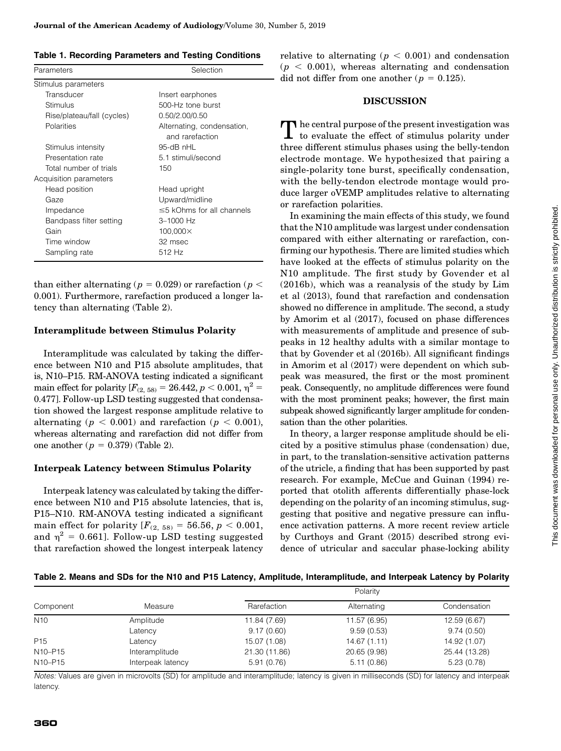**Table 1. Recording Parameters and Testing Conditions**

| Parameters | Selection |
|---|---|
| Stimulus parameters | |
| Transducer | Insert earphones |
| Stimulus | 500-Hz tone burst |
| Rise/plateau/fall (cycles) | 0.50/2.00/0.50 |
| Polarities | Alternating, condensation, and rarefaction |
| Stimulus intensity | 95-dB nHL |
| Presentation rate | 5.1 stimuli/second |
| Total number of trials | 150 |
| Acquisition parameters | |
| Head position | Head upright |
| Gaze | Upward/midline |
| Impedance | ≤5 kOhms for all channels |
| Bandpass filter setting | 3–1000 Hz |
| Gain | 100,000× |
| Time window | 32 msec |
| Sampling rate | 512 Hz |

than either alternating ($p = 0.029$) or rarefaction ($p < 0.001$). Furthermore, rarefaction produced a longer latency than alternating (Table 2).

### Interamplitude between Stimulus Polarity

Interamplitude was calculated by taking the difference between N10 and P15 absolute amplitudes, that is, N10–P15. RM-ANOVA testing indicated a significant main effect for polarity [$F_{(2, 58)} = 26.442$, $p < 0.001$, $\eta^2 = 0.477$]. Follow-up LSD testing suggested that condensation showed the largest response amplitude relative to alternating ($p < 0.001$) and rarefaction ($p < 0.001$), whereas alternating and rarefaction did not differ from one another ($p = 0.379$) (Table 2).

### Interpeak Latency between Stimulus Polarity

Interpeak latency was calculated by taking the difference between N10 and P15 absolute latencies, that is, P15–N10. RM-ANOVA testing indicated a significant main effect for polarity [$F_{(2, 58)} = 56.56$, $p < 0.001$, and $\eta^2 = 0.661$]. Follow-up LSD testing suggested that rarefaction showed the longest interpeak latency relative to alternating ($p < 0.001$) and condensation ($p < 0.001$), whereas alternating and condensation did not differ from one another ($p = 0.125$).

## DISCUSSION

The central purpose of the present investigation was to evaluate the effect of stimulus polarity under three different stimulus phases using the belly-tendon electrode montage. We hypothesized that pairing a single-polarity tone burst, specifically condensation, with the belly-tendon electrode montage would produce larger oVEMP amplitudes relative to alternating or rarefaction polarities.

In examining the main effects of this study, we found that the N10 amplitude was largest under condensation compared with either alternating or rarefaction, confirming our hypothesis. There are limited studies which have looked at the effects of stimulus polarity on the N10 amplitude. The first study by Govender et al (2016b), which was a reanalysis of the study by Lim et al (2013), found that rarefaction and condensation showed no difference in amplitude. The second, a study by Amorim et al (2017), focused on phase differences with measurements of amplitude and presence of subpeaks in 12 healthy adults with a similar montage to that by Govender et al (2016b). All significant findings in Amorim et al (2017) were dependent on which subpeak was measured, the first or the most prominent peak. Consequently, no amplitude differences were found with the most prominent peaks; however, the first main subpeak showed significantly larger amplitude for condensation than the other polarities.

In theory, a larger response amplitude should be elicited by a positive stimulus phase (condensation) due, in part, to the translation-sensitive activation patterns of the utricle, a finding that has been supported by past research. For example, McCue and Guinan (1994) reported that otolith afferents differentially phase-lock depending on the polarity of an incoming stimulus, suggesting that positive and negative pressure can influence activation patterns. A more recent review article by Curthoys and Grant (2015) described strong evidence of utricular and saccular phase-locking ability

**Table 2. Means and SDs for the N10 and P15 Latency, Amplitude, Interamplitude, and Interpeak Latency by Polarity**

| Component | Measure | Polarity | | |
|---|---|---|---|---|
| | | Rarefaction | Alternating | Condensation |
| N10 | Amplitude | 11.84 (7.69) | 11.57 (6.95) | 12.59 (6.67) |
| | Latency | 9.17 (0.60) | 9.59 (0.53) | 9.74 (0.50) |
| P15 | Latency | 15.07 (1.08) | 14.67 (1.11) | 14.92 (1.07) |
| N10–P15 | Interamplitude | 21.30 (11.86) | 20.65 (9.98) | 25.44 (13.28) |
| N10–P15 | Interpeak latency | 5.91 (0.76) | 5.11 (0.86) | 5.23 (0.78) |

*Notes:* Values are given in microvolts (SD) for amplitude and interamplitude; latency is given in milliseconds (SD) for latency and interpeak latency.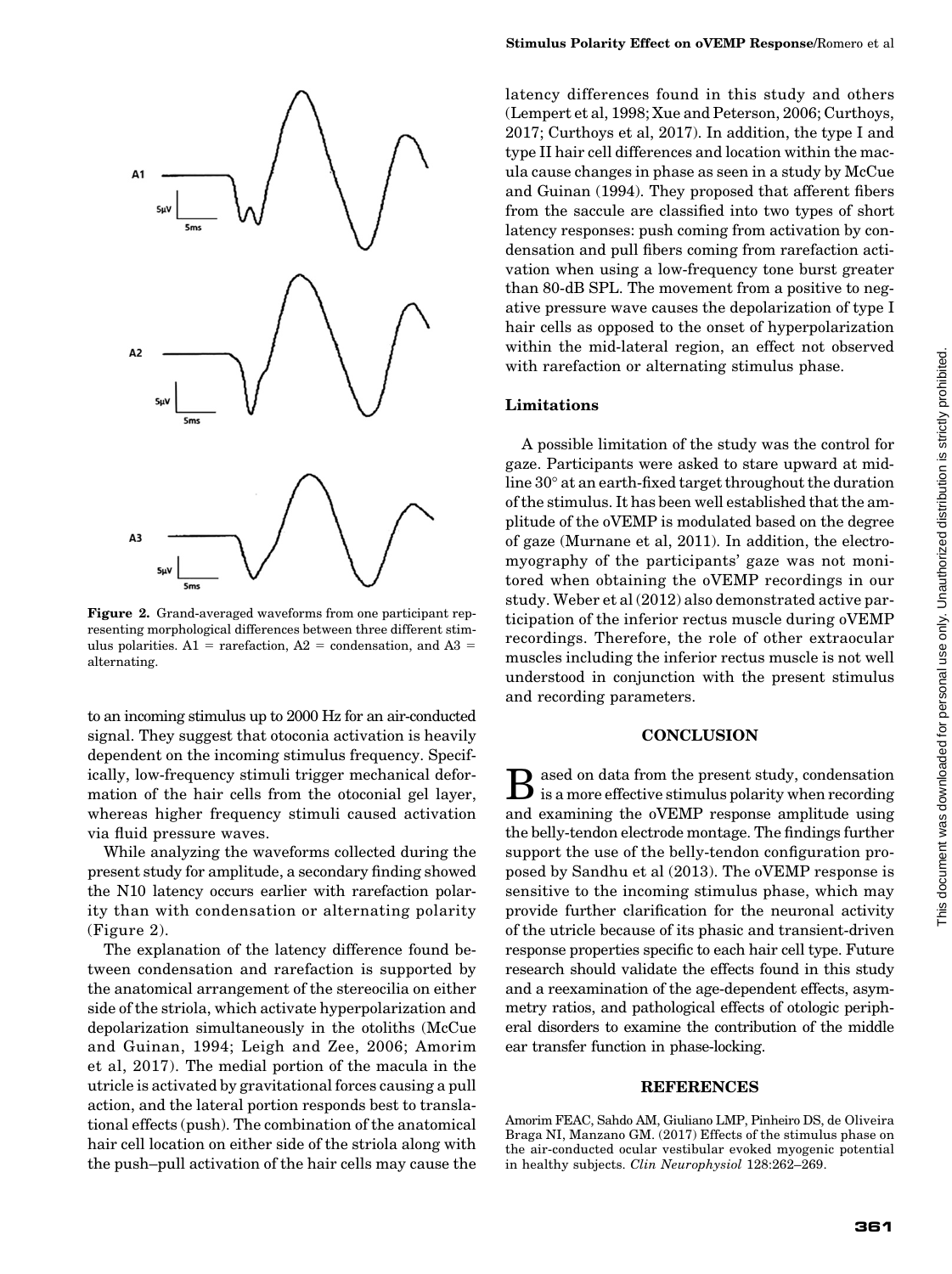Figure 2. Grand-averaged waveforms from one participant representing morphological differences between three different stimulus polarities. A1 = rarefaction, A2 = condensation, and A3 = alternating.

to an incoming stimulus up to 2000 Hz for an air-conducted signal. They suggest that otoconia activation is heavily dependent on the incoming stimulus frequency. Specifically, low-frequency stimuli trigger mechanical deformation of the hair cells from the otoconial gel layer, whereas higher frequency stimuli caused activation via fluid pressure waves.

While analyzing the waveforms collected during the present study for amplitude, a secondary finding showed the N10 latency occurs earlier with rarefaction polarity than with condensation or alternating polarity (Figure 2).

The explanation of the latency difference found between condensation and rarefaction is supported by the anatomical arrangement of the stereocilia on either side of the striola, which activate hyperpolarization and depolarization simultaneously in the otoliths (McCue and Guinan, 1994; Leigh and Zee, 2006; Amorim et al, 2017). The medial portion of the macula in the utricle is activated by gravitational forces causing a pull action, and the lateral portion responds best to translational effects (push). The combination of the anatomical hair cell location on either side of the striola along with the push–pull activation of the hair cells may cause the latency differences found in this study and others (Lempert et al, 1998; Xue and Peterson, 2006; Curthoys, 2017; Curthoys et al, 2017). In addition, the type I and type II hair cell differences and location within the macula cause changes in phase as seen in a study by McCue and Guinan (1994). They proposed that afferent fibers from the saccule are classified into two types of short latency responses: push coming from activation by condensation and pull fibers coming from rarefaction activation when using a low-frequency tone burst greater than 80-dB SPL. The movement from a positive to negative pressure wave causes the depolarization of type I hair cells as opposed to the onset of hyperpolarization within the mid-lateral region, an effect not observed with rarefaction or alternating stimulus phase.

### Limitations

A possible limitation of the study was the control for gaze. Participants were asked to stare upward at midline 30° at an earth-fixed target throughout the duration of the stimulus. It has been well established that the amplitude of the oVEMP is modulated based on the degree of gaze (Murnane et al, 2011). In addition, the electromyography of the participants' gaze was not monitored when obtaining the oVEMP recordings in our study. Weber et al (2012) also demonstrated active participation of the inferior rectus muscle during oVEMP recordings. Therefore, the role of other extraocular muscles including the inferior rectus muscle is not well understood in conjunction with the present stimulus and recording parameters.

## CONCLUSION

Based on data from the present study, condensation is a more effective stimulus polarity when recording and examining the oVEMP response amplitude using the belly-tendon electrode montage. The findings further support the use of the belly-tendon configuration proposed by Sandhu et al (2013). The oVEMP response is sensitive to the incoming stimulus phase, which may provide further clarification for the neuronal activity of the utricle because of its phasic and transient-driven response properties specific to each hair cell type. Future research should validate the effects found in this study and a reexamination of the age-dependent effects, asymmetry ratios, and pathological effects of otologic peripheral disorders to examine the contribution of the middle ear transfer function in phase-locking.

## REFERENCES

Amorim FEAC, Sahdo AM, Giuliano LMP, Pinheiro DS, de Oliveira Braga NI, Manzano GM. (2017) Effects of the stimulus phase on the air-conducted ocular vestibular evoked myogenic potential in healthy subjects. *Clin Neurophysiol* 128:262–269.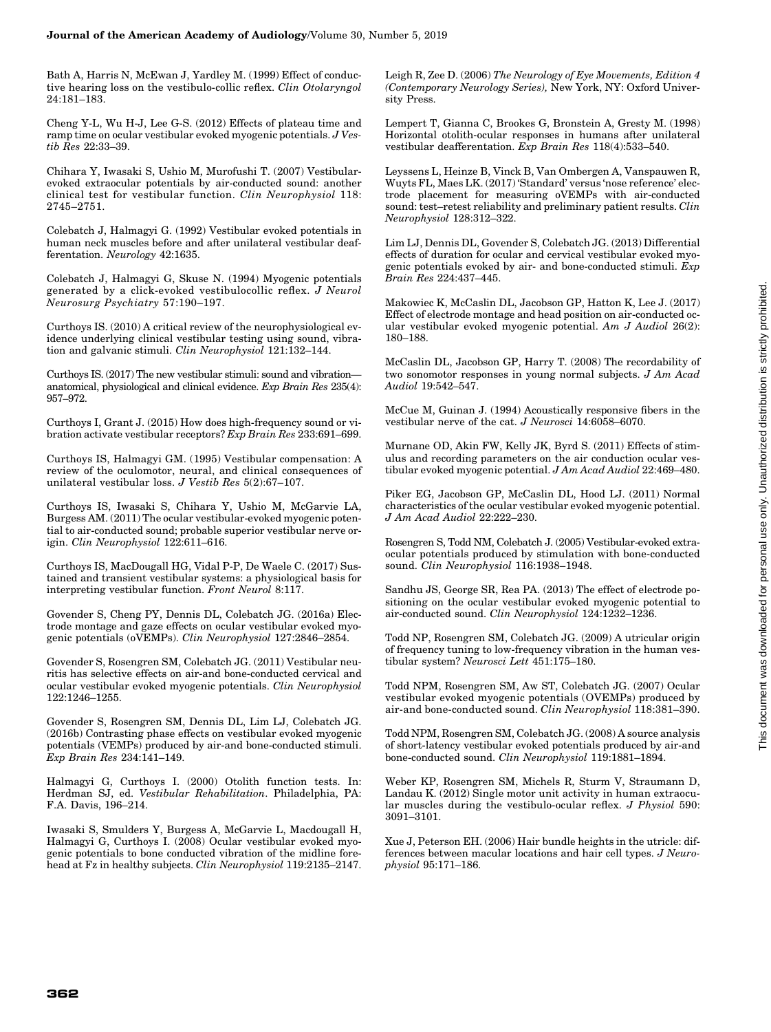Bath A, Harris N, McEwan J, Yardley M. (1999) Effect of conductive hearing loss on the vestibulo-collic reflex. *Clin Otolaryngol* 24:181–183.

Cheng Y-L, Wu H-J, Lee G-S. (2012) Effects of plateau time and ramp time on ocular vestibular evoked myogenic potentials. *J Vestib Res* 22:33–39.

Chihara Y, Iwasaki S, Ushio M, Murofushi T. (2007) Vestibular-evoked extraocular potentials by air-conducted sound: another clinical test for vestibular function. *Clin Neurophysiol* 118: 2745–2751.

Colebatch J, Halmagyi G. (1992) Vestibular evoked potentials in human neck muscles before and after unilateral vestibular deafferentation. *Neurology* 42:1635.

Colebatch J, Halmagyi G, Skuse N. (1994) Myogenic potentials generated by a click-evoked vestibulocollic reflex. *J Neurol Neurosurg Psychiatry* 57:190–197.

Curthoys IS. (2010) A critical review of the neurophysiological evidence underlying clinical vestibular testing using sound, vibration and galvanic stimuli. *Clin Neurophysiol* 121:132–144.

Curthoys IS. (2017) The new vestibular stimuli: sound and vibration—anatomical, physiological and clinical evidence. *Exp Brain Res* 235(4): 957–972.

Curthoys I, Grant J. (2015) How does high-frequency sound or vibration activate vestibular receptors? *Exp Brain Res* 233:691–699.

Curthoys IS, Halmagyi GM. (1995) Vestibular compensation: A review of the oculomotor, neural, and clinical consequences of unilateral vestibular loss. *J Vestib Res* 5(2):67–107.

Curthoys IS, Iwasaki S, Chihara Y, Ushio M, McGarvie LA, Burgess AM. (2011) The ocular vestibular-evoked myogenic potential to air-conducted sound; probable superior vestibular nerve origin. *Clin Neurophysiol* 122:611–616.

Curthoys IS, MacDougall HG, Vidal P-P, De Waele C. (2017) Sustained and transient vestibular systems: a physiological basis for interpreting vestibular function. *Front Neurol* 8:117.

Govender S, Cheng PY, Dennis DL, Colebatch JG. (2016a) Electrode montage and gaze effects on ocular vestibular evoked myogenic potentials (oVEMPs). *Clin Neurophysiol* 127:2846–2854.

Govender S, Rosengren SM, Colebatch JG. (2011) Vestibular neuritis has selective effects on air-and bone-conducted cervical and ocular vestibular evoked myogenic potentials. *Clin Neurophysiol* 122:1246–1255.

Govender S, Rosengren SM, Dennis DL, Lim LJ, Colebatch JG. (2016b) Contrasting phase effects on vestibular evoked myogenic potentials (VEMPs) produced by air-and bone-conducted stimuli. *Exp Brain Res* 234:141–149.

Halmagyi G, Curthoys I. (2000) Otolith function tests. In: Herdman SJ, ed. *Vestibular Rehabilitation*. Philadelphia, PA: F.A. Davis, 196–214.

Iwasaki S, Smulders Y, Burgess A, McGarvie L, Macdougall H, Halmagyi G, Curthoys I. (2008) Ocular vestibular evoked myogenic potentials to bone conducted vibration of the midline forehead at Fz in healthy subjects. *Clin Neurophysiol* 119:2135–2147.

Leigh R, Zee D. (2006) *The Neurology of Eye Movements, Edition 4 (Contemporary Neurology Series),* New York, NY: Oxford University Press.

Lempert T, Gianna C, Brookes G, Bronstein A, Gresty M. (1998) Horizontal otolith-ocular responses in humans after unilateral vestibular deafferentation. *Exp Brain Res* 118(4):533–540.

Leyssens L, Heinze B, Vinck B, Van Ombergen A, Vanspauwen R, Wuyts FL, Maes LK. (2017) 'Standard' versus 'nose reference' electrode placement for measuring oVEMPs with air-conducted sound: test–retest reliability and preliminary patient results. *Clin Neurophysiol* 128:312–322.

Lim LJ, Dennis DL, Govender S, Colebatch JG. (2013) Differential effects of duration for ocular and cervical vestibular evoked myogenic potentials evoked by air- and bone-conducted stimuli. *Exp Brain Res* 224:437–445.

Makowiec K, McCaslin DL, Jacobson GP, Hatton K, Lee J. (2017) Effect of electrode montage and head position on air-conducted ocular vestibular evoked myogenic potential. *Am J Audiol* 26(2): 180–188.

McCaslin DL, Jacobson GP, Harry T. (2008) The recordability of two sonomotor responses in young normal subjects. *J Am Acad Audiol* 19:542–547.

McCue M, Guinan J. (1994) Acoustically responsive fibers in the vestibular nerve of the cat. *J Neurosci* 14:6058–6070.

Murnane OD, Akin FW, Kelly JK, Byrd S. (2011) Effects of stimulus and recording parameters on the air conduction ocular vestibular evoked myogenic potential. *J Am Acad Audiol* 22:469–480.

Piker EG, Jacobson GP, McCaslin DL, Hood LJ. (2011) Normal characteristics of the ocular vestibular evoked myogenic potential. *J Am Acad Audiol* 22:222–230.

Rosengren S, Todd NM, Colebatch J. (2005) Vestibular-evoked extraocular potentials produced by stimulation with bone-conducted sound. *Clin Neurophysiol* 116:1938–1948.

Sandhu JS, George SR, Rea PA. (2013) The effect of electrode positioning on the ocular vestibular evoked myogenic potential to air-conducted sound. *Clin Neurophysiol* 124:1232–1236.

Todd NP, Rosengren SM, Colebatch JG. (2009) A utricular origin of frequency tuning to low-frequency vibration in the human vestibular system? *Neurosci Lett* 451:175–180.

Todd NPM, Rosengren SM, Aw ST, Colebatch JG. (2007) Ocular vestibular evoked myogenic potentials (OVEMPs) produced by air-and bone-conducted sound. *Clin Neurophysiol* 118:381–390.

Todd NPM, Rosengren SM, Colebatch JG. (2008) A source analysis of short-latency vestibular evoked potentials produced by air-and bone-conducted sound. *Clin Neurophysiol* 119:1881–1894.

Weber KP, Rosengren SM, Michels R, Sturm V, Straumann D, Landau K. (2012) Single motor unit activity in human extraocular muscles during the vestibulo-ocular reflex. *J Physiol* 590: 3091–3101.

Xue J, Peterson EH. (2006) Hair bundle heights in the utricle: differences between macular locations and hair cell types. *J Neurophysiol* 95:171–186.